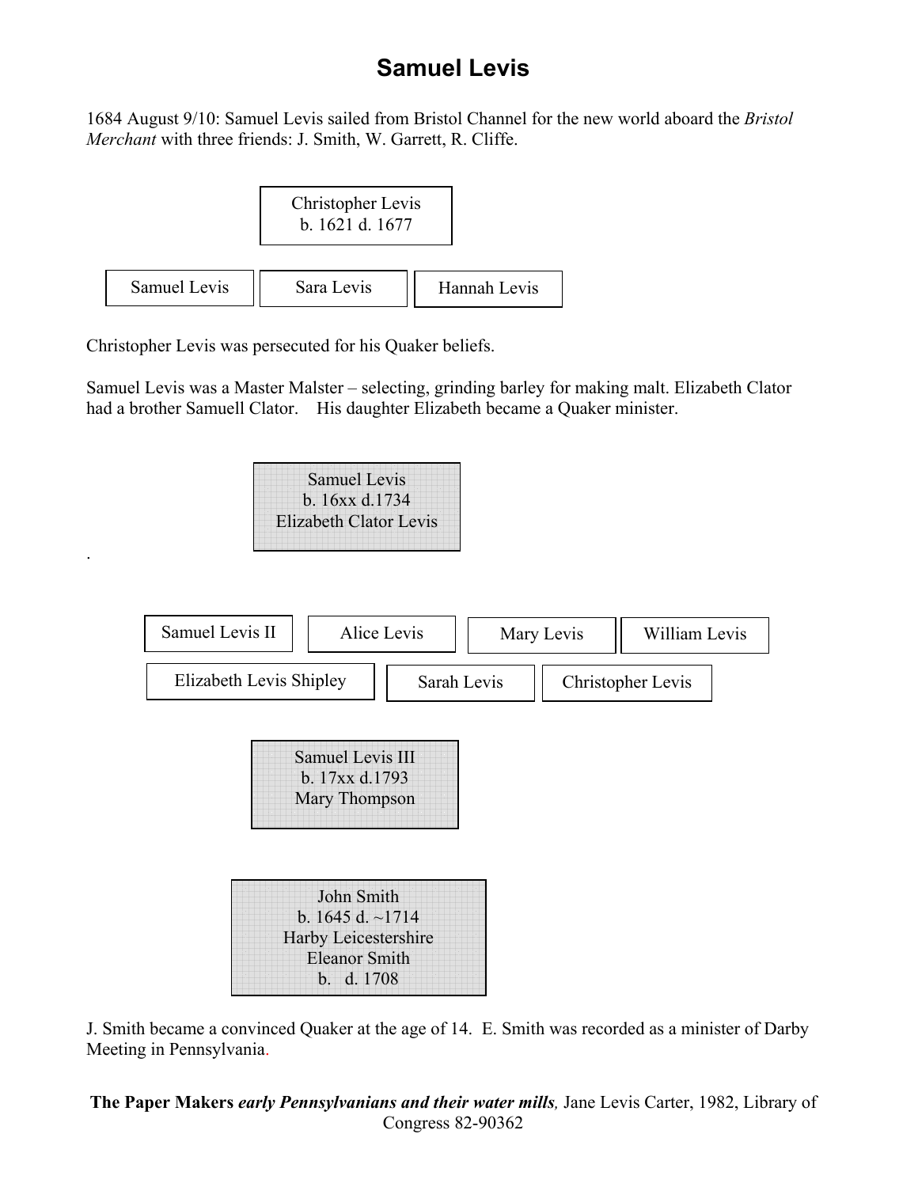# Samuel Levis

1684 August 9/10: Samuel Levis sailed from Bristol Channel for the new world aboard the *Bristol Merchant* with three friends: J. Smith, W. Garrett, R. Cliffe.

Christopher Levis
b. 1621 d. 1677

Samuel Levis | Sara Levis | Hannah Levis

Christopher Levis was persecuted for his Quaker beliefs.

Samuel Levis was a Master Malster – selecting, grinding barley for making malt. Elizabeth Clator had a brother Samuell Clator. His daughter Elizabeth became a Quaker minister.

Samuel Levis
b. 16xx d.1734
Elizabeth Clator Levis

.

Samuel Levis II | Alice Levis | Mary Levis | William Levis

Elizabeth Levis Shipley | Sarah Levis | Christopher Levis

Samuel Levis III
b. 17xx d.1793
Mary Thompson

John Smith
b. 1645 d. ~1714
Harby Leicestershire
Eleanor Smith
b. d. 1708

J. Smith became a convinced Quaker at the age of 14. E. Smith was recorded as a minister of Darby Meeting in Pennsylvania.

**The Paper Makers** ***early Pennsylvanians and their water mills,*** Jane Levis Carter, 1982, Library of Congress 82-90362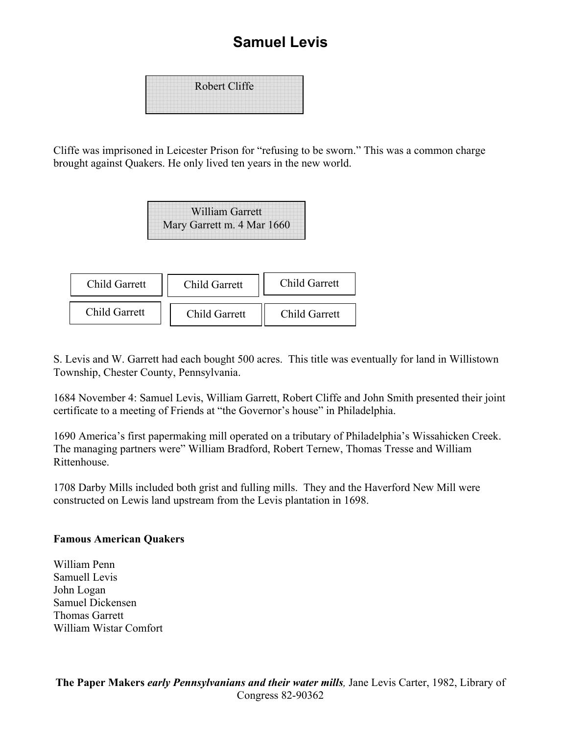# Samuel Levis

Robert Cliffe

Cliffe was imprisoned in Leicester Prison for "refusing to be sworn." This was a common charge brought against Quakers. He only lived ten years in the new world.

William Garrett
Mary Garrett m. 4 Mar 1660

| Child Garrett | Child Garrett | Child Garrett |
|---|---|---|
| Child Garrett | Child Garrett | Child Garrett |

S. Levis and W. Garrett had each bought 500 acres. This title was eventually for land in Willistown Township, Chester County, Pennsylvania.

1684 November 4: Samuel Levis, William Garrett, Robert Cliffe and John Smith presented their joint certificate to a meeting of Friends at "the Governor's house" in Philadelphia.

1690 America's first papermaking mill operated on a tributary of Philadelphia's Wissahicken Creek. The managing partners were" William Bradford, Robert Ternew, Thomas Tresse and William Rittenhouse.

1708 Darby Mills included both grist and fulling mills. They and the Haverford New Mill were constructed on Lewis land upstream from the Levis plantation in 1698.

**Famous American Quakers**

William Penn
Samuell Levis
John Logan
Samuel Dickensen
Thomas Garrett
William Wistar Comfort

**The Paper Makers** ***early Pennsylvanians and their water mills,*** Jane Levis Carter, 1982, Library of Congress 82-90362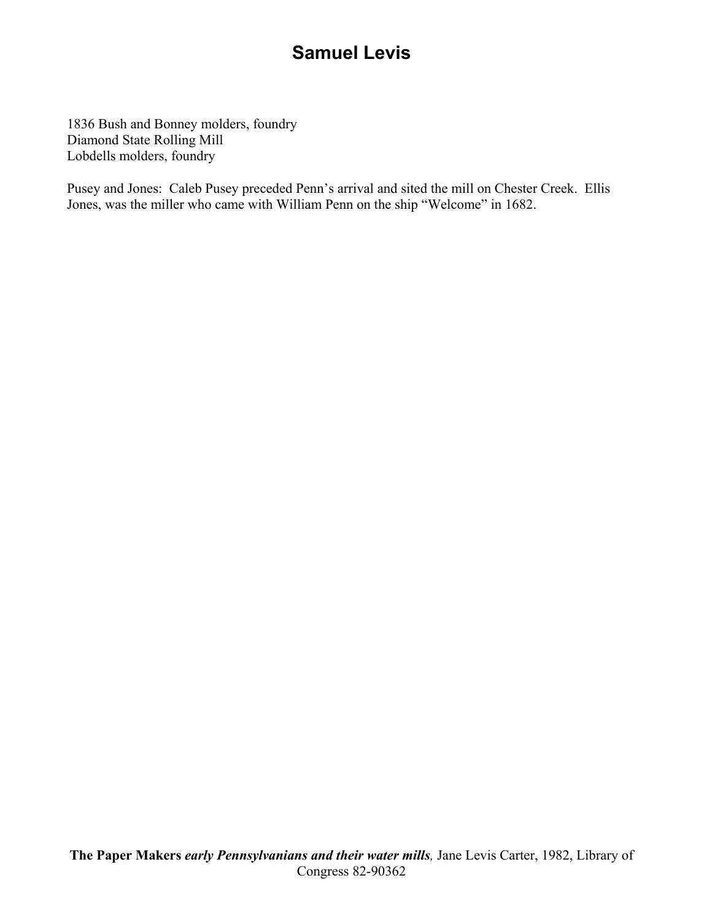# Samuel Levis

1836 Bush and Bonney molders, foundry
Diamond State Rolling Mill
Lobdells molders, foundry

Pusey and Jones: Caleb Pusey preceded Penn's arrival and sited the mill on Chester Creek. Ellis Jones, was the miller who came with William Penn on the ship "Welcome" in 1682.

**The Paper Makers** ***early Pennsylvanians and their water mills,*** Jane Levis Carter, 1982, Library of Congress 82-90362